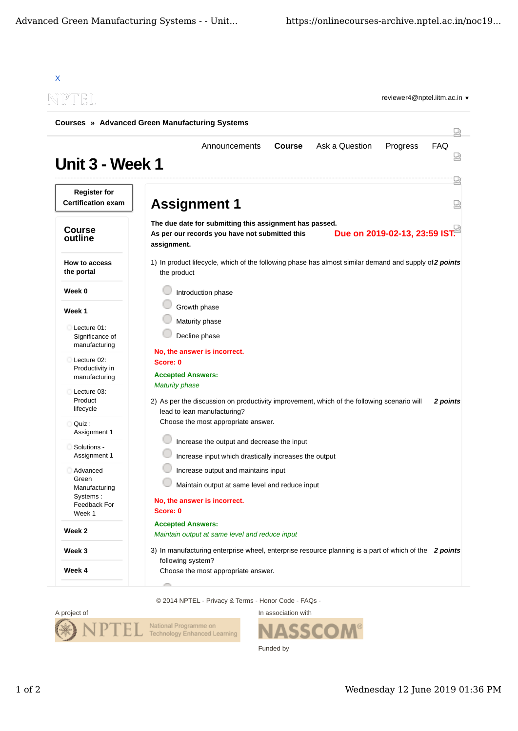X

reviewer4@nptel.iitm.ac.in ▼

**Courses » Advanced Green Manufacturing Systems**

Announcements **Course** Ask a Question Progress FAQ

# Unit 3 - Week 1

**Register for Certification exam**

## Course outline

**How to access the portal**

**Week 0**

**Week 1**

- Lecture 01: Significance of manufacturing
- Lecture 02: Productivity in manufacturing
- Lecture 03: Product lifecycle
- Quiz : Assignment 1
- Solutions - Assignment 1
- Advanced Green Manufacturing Systems : Feedback For Week 1

**Week 2**

**Week 3**

**Week 4**

## Assignment 1

**The due date for submitting this assignment has passed.**
**As per our records you have not submitted this assignment.**

**Due on 2019-02-13, 23:59 IST.**

1) In product lifecycle, which of the following phase has almost similar demand and supply of the product *2 points*

- Introduction phase
- Growth phase
- Maturity phase
- Decline phase

**No, the answer is incorrect.**
**Score: 0**

**Accepted Answers:**
*Maturity phase*

2) As per the discussion on productivity improvement, which of the following scenario will lead to lean manufacturing? *2 points*
Choose the most appropriate answer.

- Increase the output and decrease the input
- Increase input which drastically increases the output
- Increase output and maintains input
- Maintain output at same level and reduce input

**No, the answer is incorrect.**
**Score: 0**

**Accepted Answers:**
*Maintain output at same level and reduce input*

3) In manufacturing enterprise wheel, enterprise resource planning is a part of which of the following system? *2 points*
Choose the most appropriate answer.

© 2014 NPTEL - Privacy & Terms - Honor Code - FAQs -

A project of

In association with

Funded by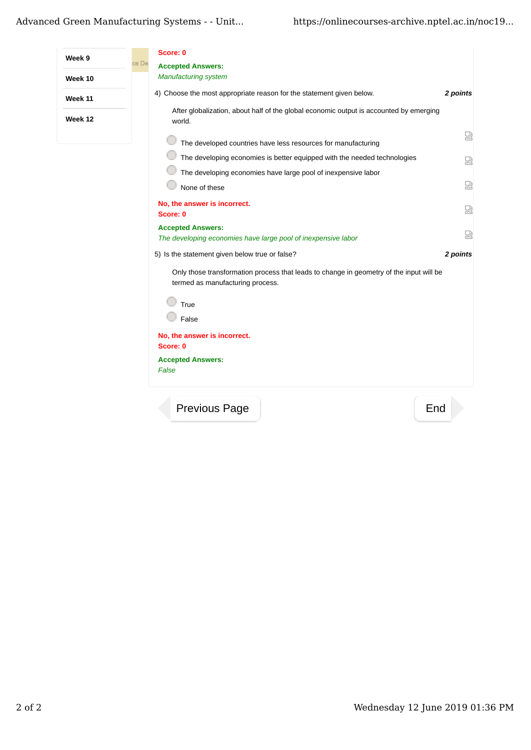- Week 9
- Week 10
- Week 11
- Week 12

**Score: 0**

**Accepted Answers:**
*Manufacturing system*

4) Choose the most appropriate reason for the statement given below. ***2 points***

After globalization, about half of the global economic output is accounted by emerging world.

- The developed countries have less resources for manufacturing
- The developing economies is better equipped with the needed technologies
- The developing economies have large pool of inexpensive labor
- None of these

**No, the answer is incorrect.**
**Score: 0**

**Accepted Answers:**
*The developing economies have large pool of inexpensive labor*

5) Is the statement given below true or false? ***2 points***

Only those transformation process that leads to change in geometry of the input will be termed as manufacturing process.

- True
- False

**No, the answer is incorrect.**
**Score: 0**

**Accepted Answers:**
*False*

Previous Page | End